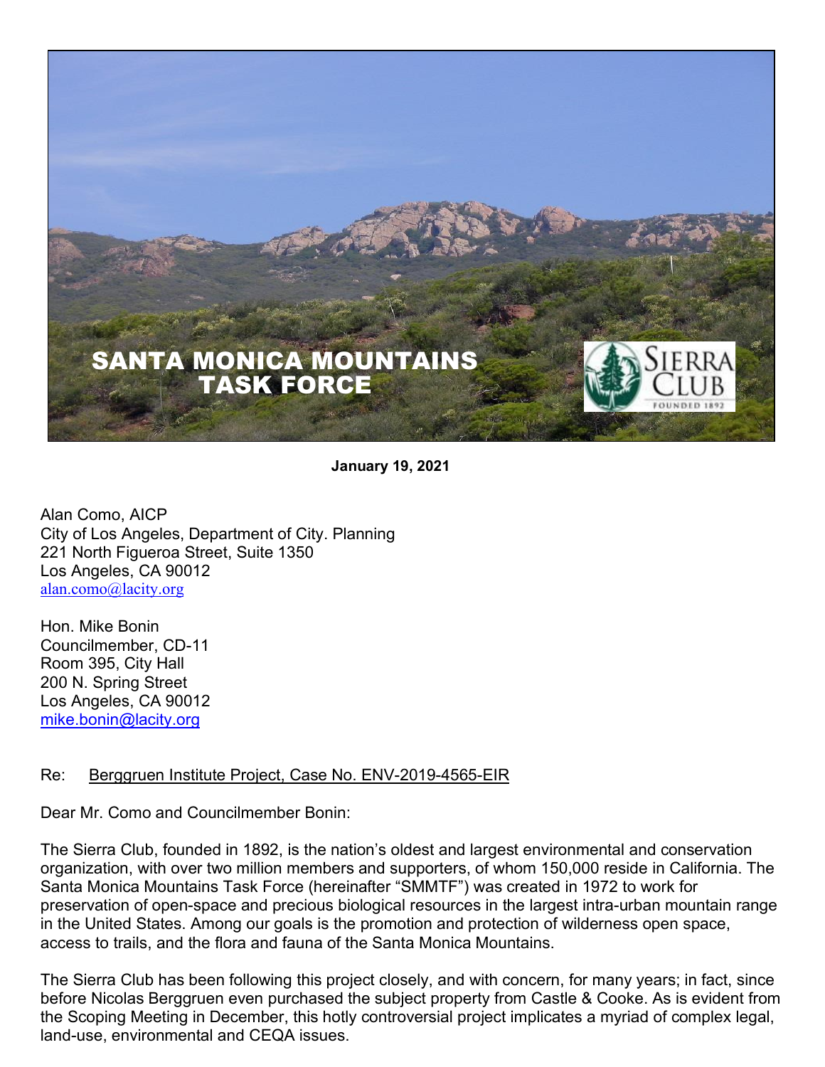**SANTA MONICA MOUNTAINS TASK FORCE**

**January 19, 2021**

Alan Como, AICP
City of Los Angeles, Department of City. Planning
221 North Figueroa Street, Suite 1350
Los Angeles, CA 90012
alan.como@lacity.org

Hon. Mike Bonin
Councilmember, CD-11
Room 395, City Hall
200 N. Spring Street
Los Angeles, CA 90012
mike.bonin@lacity.org

Re: Berggruen Institute Project, Case No. ENV-2019-4565-EIR

Dear Mr. Como and Councilmember Bonin:

The Sierra Club, founded in 1892, is the nation's oldest and largest environmental and conservation organization, with over two million members and supporters, of whom 150,000 reside in California. The Santa Monica Mountains Task Force (hereinafter "SMMTF") was created in 1972 to work for preservation of open-space and precious biological resources in the largest intra-urban mountain range in the United States. Among our goals is the promotion and protection of wilderness open space, access to trails, and the flora and fauna of the Santa Monica Mountains.

The Sierra Club has been following this project closely, and with concern, for many years; in fact, since before Nicolas Berggruen even purchased the subject property from Castle & Cooke. As is evident from the Scoping Meeting in December, this hotly controversial project implicates a myriad of complex legal, land-use, environmental and CEQA issues.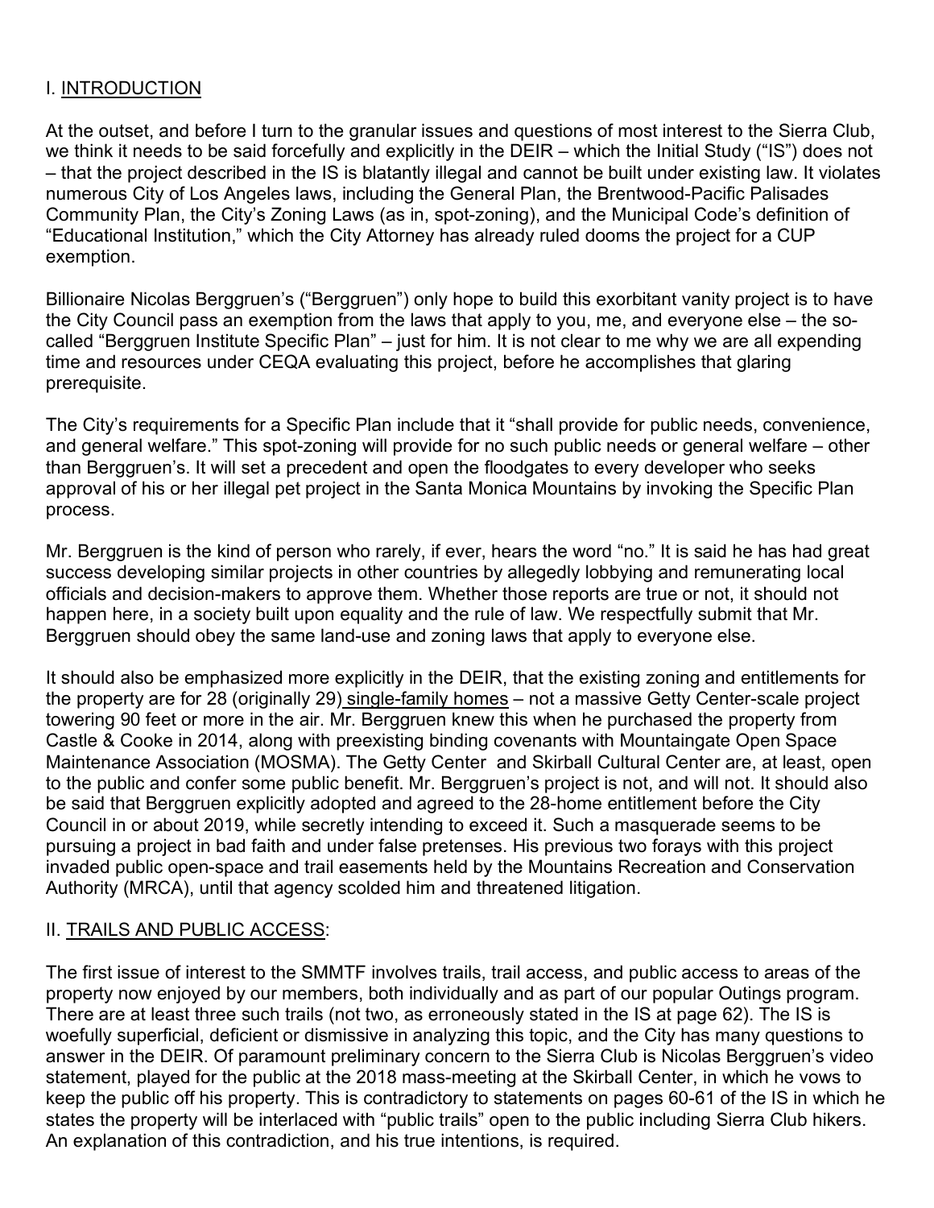## I. INTRODUCTION

At the outset, and before I turn to the granular issues and questions of most interest to the Sierra Club, we think it needs to be said forcefully and explicitly in the DEIR – which the Initial Study ("IS") does not – that the project described in the IS is blatantly illegal and cannot be built under existing law. It violates numerous City of Los Angeles laws, including the General Plan, the Brentwood-Pacific Palisades Community Plan, the City's Zoning Laws (as in, spot-zoning), and the Municipal Code's definition of "Educational Institution," which the City Attorney has already ruled dooms the project for a CUP exemption.

Billionaire Nicolas Berggruen's ("Berggruen") only hope to build this exorbitant vanity project is to have the City Council pass an exemption from the laws that apply to you, me, and everyone else – the so-called "Berggruen Institute Specific Plan" – just for him. It is not clear to me why we are all expending time and resources under CEQA evaluating this project, before he accomplishes that glaring prerequisite.

The City's requirements for a Specific Plan include that it "shall provide for public needs, convenience, and general welfare." This spot-zoning will provide for no such public needs or general welfare – other than Berggruen's. It will set a precedent and open the floodgates to every developer who seeks approval of his or her illegal pet project in the Santa Monica Mountains by invoking the Specific Plan process.

Mr. Berggruen is the kind of person who rarely, if ever, hears the word "no." It is said he has had great success developing similar projects in other countries by allegedly lobbying and remunerating local officials and decision-makers to approve them. Whether those reports are true or not, it should not happen here, in a society built upon equality and the rule of law. We respectfully submit that Mr. Berggruen should obey the same land-use and zoning laws that apply to everyone else.

It should also be emphasized more explicitly in the DEIR, that the existing zoning and entitlements for the property are for 28 (originally 29) single-family homes – not a massive Getty Center-scale project towering 90 feet or more in the air. Mr. Berggruen knew this when he purchased the property from Castle & Cooke in 2014, along with preexisting binding covenants with Mountaingate Open Space Maintenance Association (MOSMA). The Getty Center and Skirball Cultural Center are, at least, open to the public and confer some public benefit. Mr. Berggruen's project is not, and will not. It should also be said that Berggruen explicitly adopted and agreed to the 28-home entitlement before the City Council in or about 2019, while secretly intending to exceed it. Such a masquerade seems to be pursuing a project in bad faith and under false pretenses. His previous two forays with this project invaded public open-space and trail easements held by the Mountains Recreation and Conservation Authority (MRCA), until that agency scolded him and threatened litigation.

## II. TRAILS AND PUBLIC ACCESS:

The first issue of interest to the SMMTF involves trails, trail access, and public access to areas of the property now enjoyed by our members, both individually and as part of our popular Outings program. There are at least three such trails (not two, as erroneously stated in the IS at page 62). The IS is woefully superficial, deficient or dismissive in analyzing this topic, and the City has many questions to answer in the DEIR. Of paramount preliminary concern to the Sierra Club is Nicolas Berggruen's video statement, played for the public at the 2018 mass-meeting at the Skirball Center, in which he vows to keep the public off his property. This is contradictory to statements on pages 60-61 of the IS in which he states the property will be interlaced with "public trails" open to the public including Sierra Club hikers. An explanation of this contradiction, and his true intentions, is required.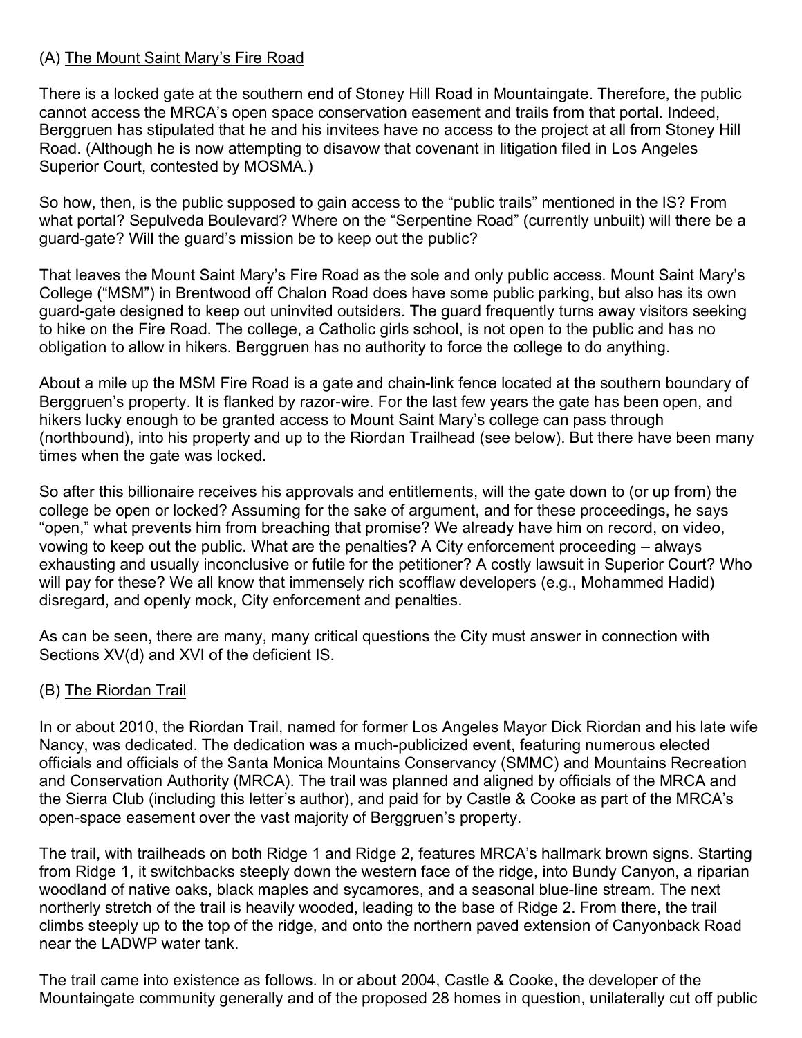(A) <u>The Mount Saint Mary's Fire Road</u>

There is a locked gate at the southern end of Stoney Hill Road in Mountaingate. Therefore, the public cannot access the MRCA's open space conservation easement and trails from that portal. Indeed, Berggruen has stipulated that he and his invitees have no access to the project at all from Stoney Hill Road. (Although he is now attempting to disavow that covenant in litigation filed in Los Angeles Superior Court, contested by MOSMA.)

So how, then, is the public supposed to gain access to the "public trails" mentioned in the IS? From what portal? Sepulveda Boulevard? Where on the "Serpentine Road" (currently unbuilt) will there be a guard-gate? Will the guard's mission be to keep out the public?

That leaves the Mount Saint Mary's Fire Road as the sole and only public access. Mount Saint Mary's College ("MSM") in Brentwood off Chalon Road does have some public parking, but also has its own guard-gate designed to keep out uninvited outsiders. The guard frequently turns away visitors seeking to hike on the Fire Road. The college, a Catholic girls school, is not open to the public and has no obligation to allow in hikers. Berggruen has no authority to force the college to do anything.

About a mile up the MSM Fire Road is a gate and chain-link fence located at the southern boundary of Berggruen's property. It is flanked by razor-wire. For the last few years the gate has been open, and hikers lucky enough to be granted access to Mount Saint Mary's college can pass through (northbound), into his property and up to the Riordan Trailhead (see below). But there have been many times when the gate was locked.

So after this billionaire receives his approvals and entitlements, will the gate down to (or up from) the college be open or locked? Assuming for the sake of argument, and for these proceedings, he says "open," what prevents him from breaching that promise? We already have him on record, on video, vowing to keep out the public. What are the penalties? A City enforcement proceeding – always exhausting and usually inconclusive or futile for the petitioner? A costly lawsuit in Superior Court? Who will pay for these? We all know that immensely rich scofflaw developers (e.g., Mohammed Hadid) disregard, and openly mock, City enforcement and penalties.

As can be seen, there are many, many critical questions the City must answer in connection with Sections XV(d) and XVI of the deficient IS.

(B) <u>The Riordan Trail</u>

In or about 2010, the Riordan Trail, named for former Los Angeles Mayor Dick Riordan and his late wife Nancy, was dedicated. The dedication was a much-publicized event, featuring numerous elected officials and officials of the Santa Monica Mountains Conservancy (SMMC) and Mountains Recreation and Conservation Authority (MRCA). The trail was planned and aligned by officials of the MRCA and the Sierra Club (including this letter's author), and paid for by Castle & Cooke as part of the MRCA's open-space easement over the vast majority of Berggruen's property.

The trail, with trailheads on both Ridge 1 and Ridge 2, features MRCA's hallmark brown signs. Starting from Ridge 1, it switchbacks steeply down the western face of the ridge, into Bundy Canyon, a riparian woodland of native oaks, black maples and sycamores, and a seasonal blue-line stream. The next northerly stretch of the trail is heavily wooded, leading to the base of Ridge 2. From there, the trail climbs steeply up to the top of the ridge, and onto the northern paved extension of Canyonback Road near the LADWP water tank.

The trail came into existence as follows. In or about 2004, Castle & Cooke, the developer of the Mountaingate community generally and of the proposed 28 homes in question, unilaterally cut off public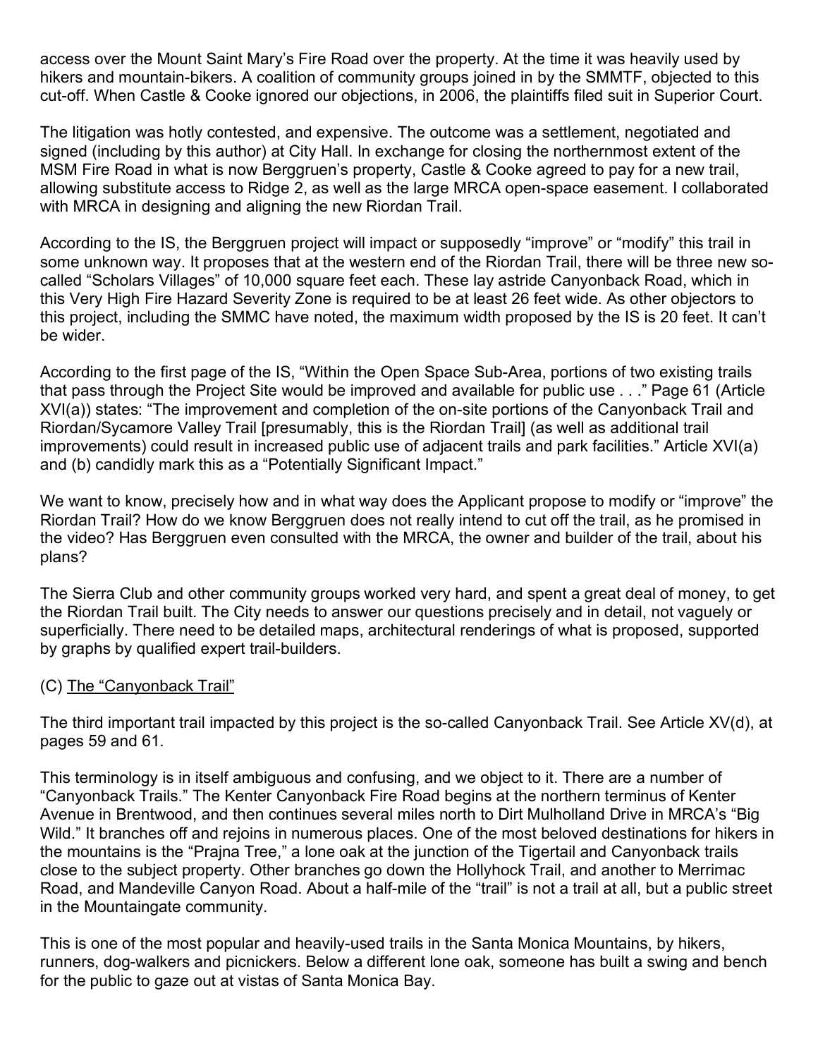access over the Mount Saint Mary's Fire Road over the property. At the time it was heavily used by hikers and mountain-bikers. A coalition of community groups joined in by the SMMTF, objected to this cut-off. When Castle & Cooke ignored our objections, in 2006, the plaintiffs filed suit in Superior Court.

The litigation was hotly contested, and expensive. The outcome was a settlement, negotiated and signed (including by this author) at City Hall. In exchange for closing the northernmost extent of the MSM Fire Road in what is now Berggruen's property, Castle & Cooke agreed to pay for a new trail, allowing substitute access to Ridge 2, as well as the large MRCA open-space easement. I collaborated with MRCA in designing and aligning the new Riordan Trail.

According to the IS, the Berggruen project will impact or supposedly "improve" or "modify" this trail in some unknown way. It proposes that at the western end of the Riordan Trail, there will be three new so-called "Scholars Villages" of 10,000 square feet each. These lay astride Canyonback Road, which in this Very High Fire Hazard Severity Zone is required to be at least 26 feet wide. As other objectors to this project, including the SMMC have noted, the maximum width proposed by the IS is 20 feet. It can't be wider.

According to the first page of the IS, "Within the Open Space Sub-Area, portions of two existing trails that pass through the Project Site would be improved and available for public use . . ." Page 61 (Article XVI(a)) states: "The improvement and completion of the on-site portions of the Canyonback Trail and Riordan/Sycamore Valley Trail [presumably, this is the Riordan Trail] (as well as additional trail improvements) could result in increased public use of adjacent trails and park facilities." Article XVI(a) and (b) candidly mark this as a "Potentially Significant Impact."

We want to know, precisely how and in what way does the Applicant propose to modify or "improve" the Riordan Trail? How do we know Berggruen does not really intend to cut off the trail, as he promised in the video? Has Berggruen even consulted with the MRCA, the owner and builder of the trail, about his plans?

The Sierra Club and other community groups worked very hard, and spent a great deal of money, to get the Riordan Trail built. The City needs to answer our questions precisely and in detail, not vaguely or superficially. There need to be detailed maps, architectural renderings of what is proposed, supported by graphs by qualified expert trail-builders.

(C) <u>The "Canyonback Trail"</u>

The third important trail impacted by this project is the so-called Canyonback Trail. See Article XV(d), at pages 59 and 61.

This terminology is in itself ambiguous and confusing, and we object to it. There are a number of "Canyonback Trails." The Kenter Canyonback Fire Road begins at the northern terminus of Kenter Avenue in Brentwood, and then continues several miles north to Dirt Mulholland Drive in MRCA's "Big Wild." It branches off and rejoins in numerous places. One of the most beloved destinations for hikers in the mountains is the "Prajna Tree," a lone oak at the junction of the Tigertail and Canyonback trails close to the subject property. Other branches go down the Hollyhock Trail, and another to Merrimac Road, and Mandeville Canyon Road. About a half-mile of the "trail" is not a trail at all, but a public street in the Mountaingate community.

This is one of the most popular and heavily-used trails in the Santa Monica Mountains, by hikers, runners, dog-walkers and picnickers. Below a different lone oak, someone has built a swing and bench for the public to gaze out at vistas of Santa Monica Bay.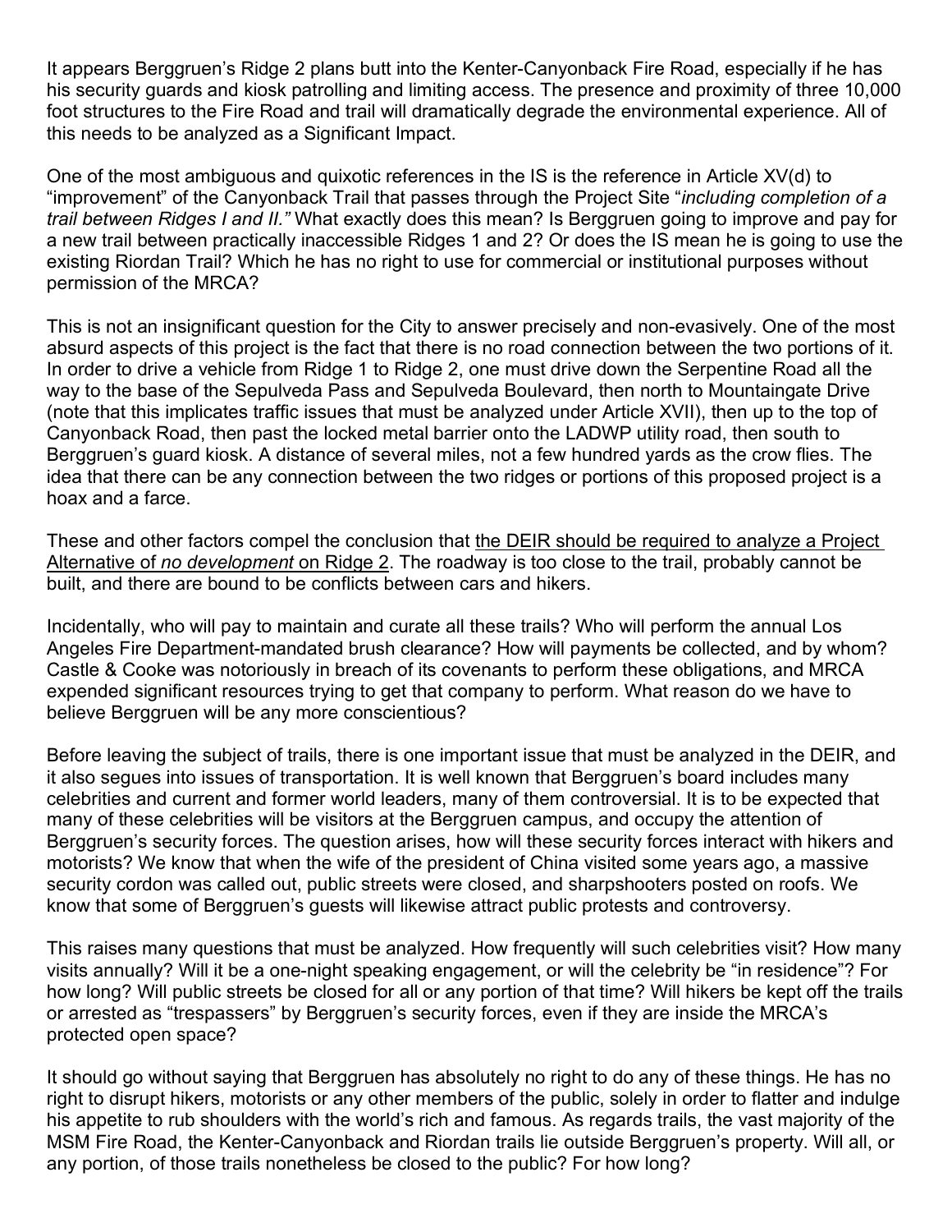It appears Berggruen's Ridge 2 plans butt into the Kenter-Canyonback Fire Road, especially if he has his security guards and kiosk patrolling and limiting access. The presence and proximity of three 10,000 foot structures to the Fire Road and trail will dramatically degrade the environmental experience. All of this needs to be analyzed as a Significant Impact.

One of the most ambiguous and quixotic references in the IS is the reference in Article XV(d) to "improvement" of the Canyonback Trail that passes through the Project Site "*including completion of a trail between Ridges I and II.*" What exactly does this mean? Is Berggruen going to improve and pay for a new trail between practically inaccessible Ridges 1 and 2? Or does the IS mean he is going to use the existing Riordan Trail? Which he has no right to use for commercial or institutional purposes without permission of the MRCA?

This is not an insignificant question for the City to answer precisely and non-evasively. One of the most absurd aspects of this project is the fact that there is no road connection between the two portions of it. In order to drive a vehicle from Ridge 1 to Ridge 2, one must drive down the Serpentine Road all the way to the base of the Sepulveda Pass and Sepulveda Boulevard, then north to Mountaingate Drive (note that this implicates traffic issues that must be analyzed under Article XVII), then up to the top of Canyonback Road, then past the locked metal barrier onto the LADWP utility road, then south to Berggruen's guard kiosk. A distance of several miles, not a few hundred yards as the crow flies. The idea that there can be any connection between the two ridges or portions of this proposed project is a hoax and a farce.

These and other factors compel the conclusion that <u>the DEIR should be required to analyze a Project Alternative of *no development* on Ridge 2</u>. The roadway is too close to the trail, probably cannot be built, and there are bound to be conflicts between cars and hikers.

Incidentally, who will pay to maintain and curate all these trails? Who will perform the annual Los Angeles Fire Department-mandated brush clearance? How will payments be collected, and by whom? Castle & Cooke was notoriously in breach of its covenants to perform these obligations, and MRCA expended significant resources trying to get that company to perform. What reason do we have to believe Berggruen will be any more conscientious?

Before leaving the subject of trails, there is one important issue that must be analyzed in the DEIR, and it also segues into issues of transportation. It is well known that Berggruen's board includes many celebrities and current and former world leaders, many of them controversial. It is to be expected that many of these celebrities will be visitors at the Berggruen campus, and occupy the attention of Berggruen's security forces. The question arises, how will these security forces interact with hikers and motorists? We know that when the wife of the president of China visited some years ago, a massive security cordon was called out, public streets were closed, and sharpshooters posted on roofs. We know that some of Berggruen's guests will likewise attract public protests and controversy.

This raises many questions that must be analyzed. How frequently will such celebrities visit? How many visits annually? Will it be a one-night speaking engagement, or will the celebrity be "in residence"? For how long? Will public streets be closed for all or any portion of that time? Will hikers be kept off the trails or arrested as "trespassers" by Berggruen's security forces, even if they are inside the MRCA's protected open space?

It should go without saying that Berggruen has absolutely no right to do any of these things. He has no right to disrupt hikers, motorists or any other members of the public, solely in order to flatter and indulge his appetite to rub shoulders with the world's rich and famous. As regards trails, the vast majority of the MSM Fire Road, the Kenter-Canyonback and Riordan trails lie outside Berggruen's property. Will all, or any portion, of those trails nonetheless be closed to the public? For how long?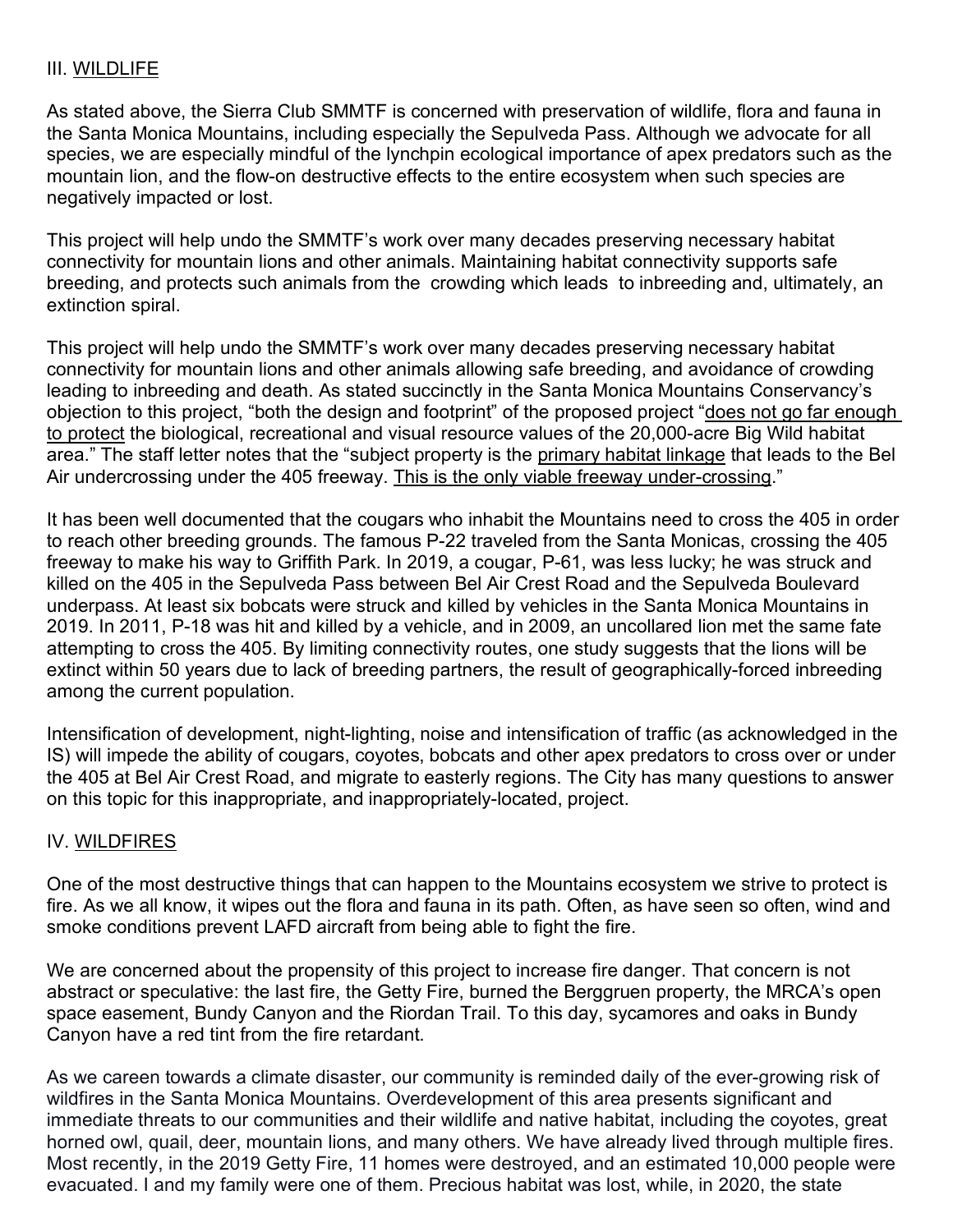## III. <u>WILDLIFE</u>

As stated above, the Sierra Club SMMTF is concerned with preservation of wildlife, flora and fauna in the Santa Monica Mountains, including especially the Sepulveda Pass. Although we advocate for all species, we are especially mindful of the lynchpin ecological importance of apex predators such as the mountain lion, and the flow-on destructive effects to the entire ecosystem when such species are negatively impacted or lost.

This project will help undo the SMMTF's work over many decades preserving necessary habitat connectivity for mountain lions and other animals. Maintaining habitat connectivity supports safe breeding, and protects such animals from the crowding which leads to inbreeding and, ultimately, an extinction spiral.

This project will help undo the SMMTF's work over many decades preserving necessary habitat connectivity for mountain lions and other animals allowing safe breeding, and avoidance of crowding leading to inbreeding and death. As stated succinctly in the Santa Monica Mountains Conservancy's objection to this project, "both the design and footprint" of the proposed project "<u>does not go far enough to protect</u> the biological, recreational and visual resource values of the 20,000-acre Big Wild habitat area." The staff letter notes that the "subject property is the <u>primary habitat linkage</u> that leads to the Bel Air undercrossing under the 405 freeway. <u>This is the only viable freeway under-crossing</u>."

It has been well documented that the cougars who inhabit the Mountains need to cross the 405 in order to reach other breeding grounds. The famous P-22 traveled from the Santa Monicas, crossing the 405 freeway to make his way to Griffith Park. In 2019, a cougar, P-61, was less lucky; he was struck and killed on the 405 in the Sepulveda Pass between Bel Air Crest Road and the Sepulveda Boulevard underpass. At least six bobcats were struck and killed by vehicles in the Santa Monica Mountains in 2019. In 2011, P-18 was hit and killed by a vehicle, and in 2009, an uncollared lion met the same fate attempting to cross the 405. By limiting connectivity routes, one study suggests that the lions will be extinct within 50 years due to lack of breeding partners, the result of geographically-forced inbreeding among the current population.

Intensification of development, night-lighting, noise and intensification of traffic (as acknowledged in the IS) will impede the ability of cougars, coyotes, bobcats and other apex predators to cross over or under the 405 at Bel Air Crest Road, and migrate to easterly regions. The City has many questions to answer on this topic for this inappropriate, and inappropriately-located, project.

## IV. <u>WILDFIRES</u>

One of the most destructive things that can happen to the Mountains ecosystem we strive to protect is fire. As we all know, it wipes out the flora and fauna in its path. Often, as have seen so often, wind and smoke conditions prevent LAFD aircraft from being able to fight the fire.

We are concerned about the propensity of this project to increase fire danger. That concern is not abstract or speculative: the last fire, the Getty Fire, burned the Berggruen property, the MRCA's open space easement, Bundy Canyon and the Riordan Trail. To this day, sycamores and oaks in Bundy Canyon have a red tint from the fire retardant.

As we careen towards a climate disaster, our community is reminded daily of the ever-growing risk of wildfires in the Santa Monica Mountains. Overdevelopment of this area presents significant and immediate threats to our communities and their wildlife and native habitat, including the coyotes, great horned owl, quail, deer, mountain lions, and many others. We have already lived through multiple fires. Most recently, in the 2019 Getty Fire, 11 homes were destroyed, and an estimated 10,000 people were evacuated. I and my family were one of them. Precious habitat was lost, while, in 2020, the state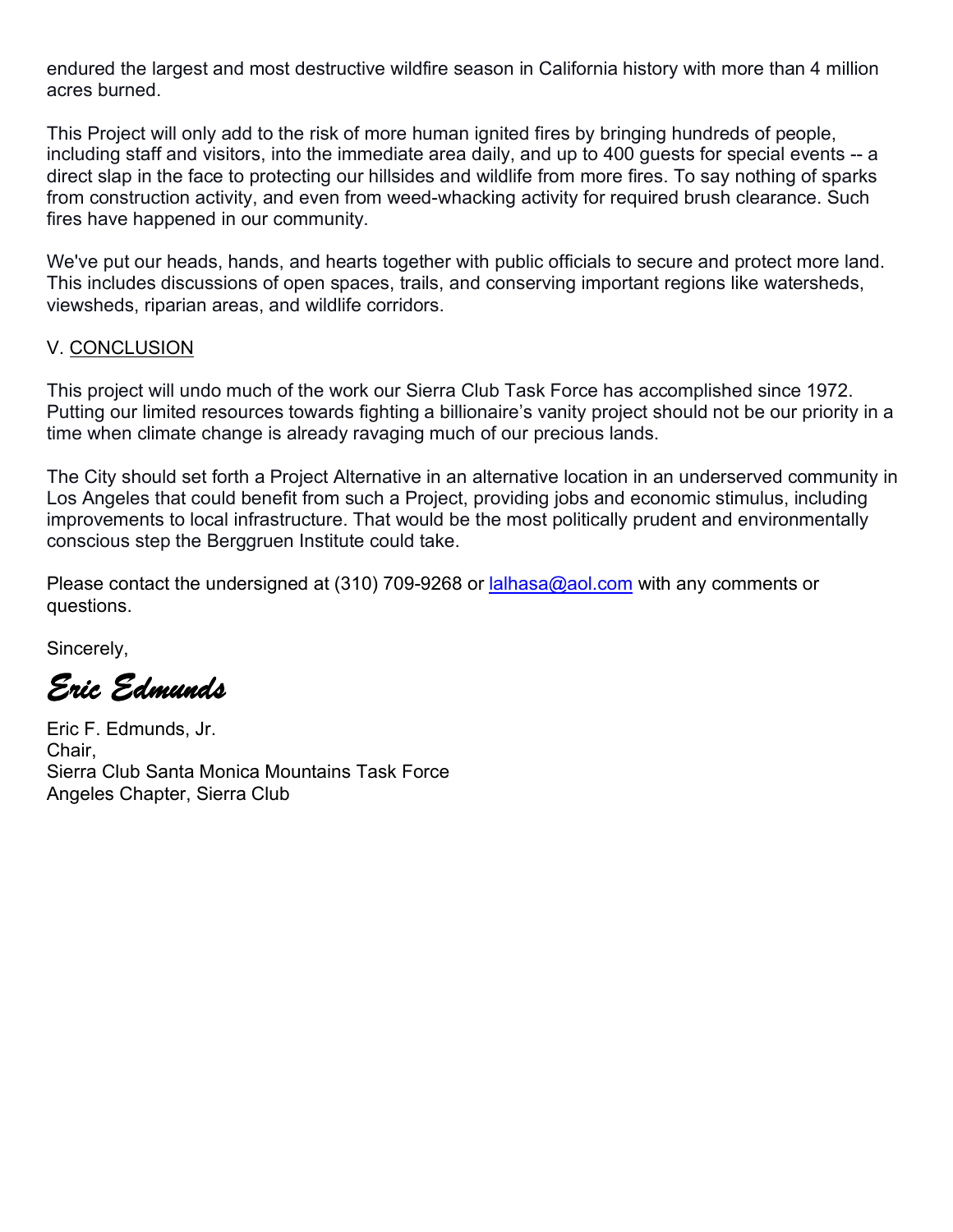endured the largest and most destructive wildfire season in California history with more than 4 million acres burned.

This Project will only add to the risk of more human ignited fires by bringing hundreds of people, including staff and visitors, into the immediate area daily, and up to 400 guests for special events -- a direct slap in the face to protecting our hillsides and wildlife from more fires. To say nothing of sparks from construction activity, and even from weed-whacking activity for required brush clearance. Such fires have happened in our community.

We've put our heads, hands, and hearts together with public officials to secure and protect more land. This includes discussions of open spaces, trails, and conserving important regions like watersheds, viewsheds, riparian areas, and wildlife corridors.

V. CONCLUSION

This project will undo much of the work our Sierra Club Task Force has accomplished since 1972. Putting our limited resources towards fighting a billionaire's vanity project should not be our priority in a time when climate change is already ravaging much of our precious lands.

The City should set forth a Project Alternative in an alternative location in an underserved community in Los Angeles that could benefit from such a Project, providing jobs and economic stimulus, including improvements to local infrastructure. That would be the most politically prudent and environmentally conscious step the Berggruen Institute could take.

Please contact the undersigned at (310) 709-9268 or lalhasa@aol.com with any comments or questions.

Sincerely,

*Eric Edmunds*

Eric F. Edmunds, Jr.
Chair,
Sierra Club Santa Monica Mountains Task Force
Angeles Chapter, Sierra Club